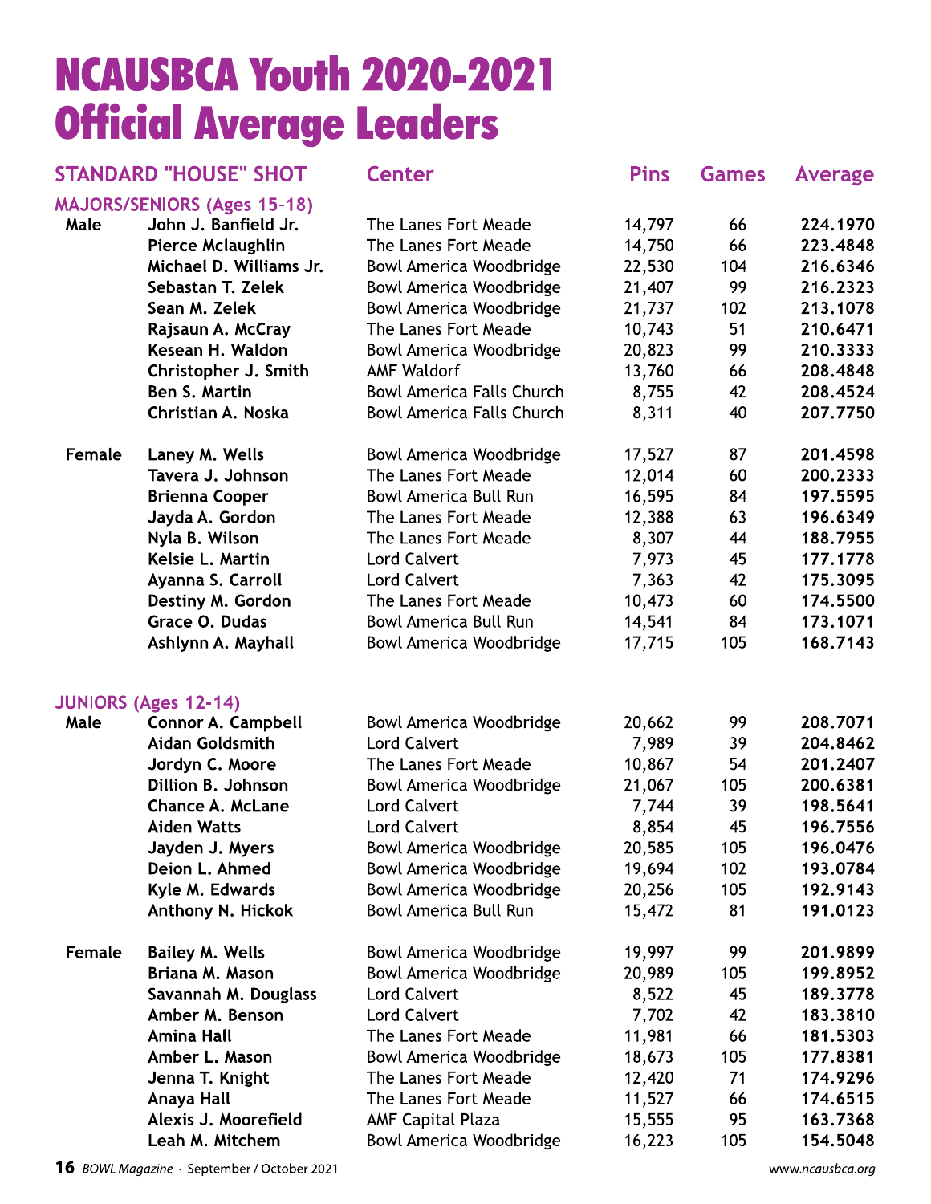# NCAUSBCA Youth 2020-2021 Official Average Leaders

| STANDARD "HOUSE" SHOT | | Center | Pins | Games | Average |
|---|---|---|---|---|---|
| **MAJORS/SENIORS (Ages 15-18)** | | | | | |
| Male | John J. Banfield Jr. | The Lanes Fort Meade | 14,797 | 66 | **224.1970** |
| | Pierce Mclaughlin | The Lanes Fort Meade | 14,750 | 66 | **223.4848** |
| | Michael D. Williams Jr. | Bowl America Woodbridge | 22,530 | 104 | **216.6346** |
| | Sebastan T. Zelek | Bowl America Woodbridge | 21,407 | 99 | **216.2323** |
| | Sean M. Zelek | Bowl America Woodbridge | 21,737 | 102 | **213.1078** |
| | Rajsaun A. McCray | The Lanes Fort Meade | 10,743 | 51 | **210.6471** |
| | Kesean H. Waldon | Bowl America Woodbridge | 20,823 | 99 | **210.3333** |
| | Christopher J. Smith | AMF Waldorf | 13,760 | 66 | **208.4848** |
| | Ben S. Martin | Bowl America Falls Church | 8,755 | 42 | **208.4524** |
| | Christian A. Noska | Bowl America Falls Church | 8,311 | 40 | **207.7750** |
| Female | Laney M. Wells | Bowl America Woodbridge | 17,527 | 87 | **201.4598** |
| | Tavera J. Johnson | The Lanes Fort Meade | 12,014 | 60 | **200.2333** |
| | Brienna Cooper | Bowl America Bull Run | 16,595 | 84 | **197.5595** |
| | Jayda A. Gordon | The Lanes Fort Meade | 12,388 | 63 | **196.6349** |
| | Nyla B. Wilson | The Lanes Fort Meade | 8,307 | 44 | **188.7955** |
| | Kelsie L. Martin | Lord Calvert | 7,973 | 45 | **177.1778** |
| | Ayanna S. Carroll | Lord Calvert | 7,363 | 42 | **175.3095** |
| | Destiny M. Gordon | The Lanes Fort Meade | 10,473 | 60 | **174.5500** |
| | Grace O. Dudas | Bowl America Bull Run | 14,541 | 84 | **173.1071** |
| | Ashlynn A. Mayhall | Bowl America Woodbridge | 17,715 | 105 | **168.7143** |
| **JUNIORS (Ages 12-14)** | | | | | |
| Male | Connor A. Campbell | Bowl America Woodbridge | 20,662 | 99 | **208.7071** |
| | Aidan Goldsmith | Lord Calvert | 7,989 | 39 | **204.8462** |
| | Jordyn C. Moore | The Lanes Fort Meade | 10,867 | 54 | **201.2407** |
| | Dillion B. Johnson | Bowl America Woodbridge | 21,067 | 105 | **200.6381** |
| | Chance A. McLane | Lord Calvert | 7,744 | 39 | **198.5641** |
| | Aiden Watts | Lord Calvert | 8,854 | 45 | **196.7556** |
| | Jayden J. Myers | Bowl America Woodbridge | 20,585 | 105 | **196.0476** |
| | Deion L. Ahmed | Bowl America Woodbridge | 19,694 | 102 | **193.0784** |
| | Kyle M. Edwards | Bowl America Woodbridge | 20,256 | 105 | **192.9143** |
| | Anthony N. Hickok | Bowl America Bull Run | 15,472 | 81 | **191.0123** |
| Female | Bailey M. Wells | Bowl America Woodbridge | 19,997 | 99 | **201.9899** |
| | Briana M. Mason | Bowl America Woodbridge | 20,989 | 105 | **199.8952** |
| | Savannah M. Douglass | Lord Calvert | 8,522 | 45 | **189.3778** |
| | Amber M. Benson | Lord Calvert | 7,702 | 42 | **183.3810** |
| | Amina Hall | The Lanes Fort Meade | 11,981 | 66 | **181.5303** |
| | Amber L. Mason | Bowl America Woodbridge | 18,673 | 105 | **177.8381** |
| | Jenna T. Knight | The Lanes Fort Meade | 12,420 | 71 | **174.9296** |
| | Anaya Hall | The Lanes Fort Meade | 11,527 | 66 | **174.6515** |
| | Alexis J. Moorefield | AMF Capital Plaza | 15,555 | 95 | **163.7368** |
| | Leah M. Mitchem | Bowl America Woodbridge | 16,223 | 105 | **154.5048** |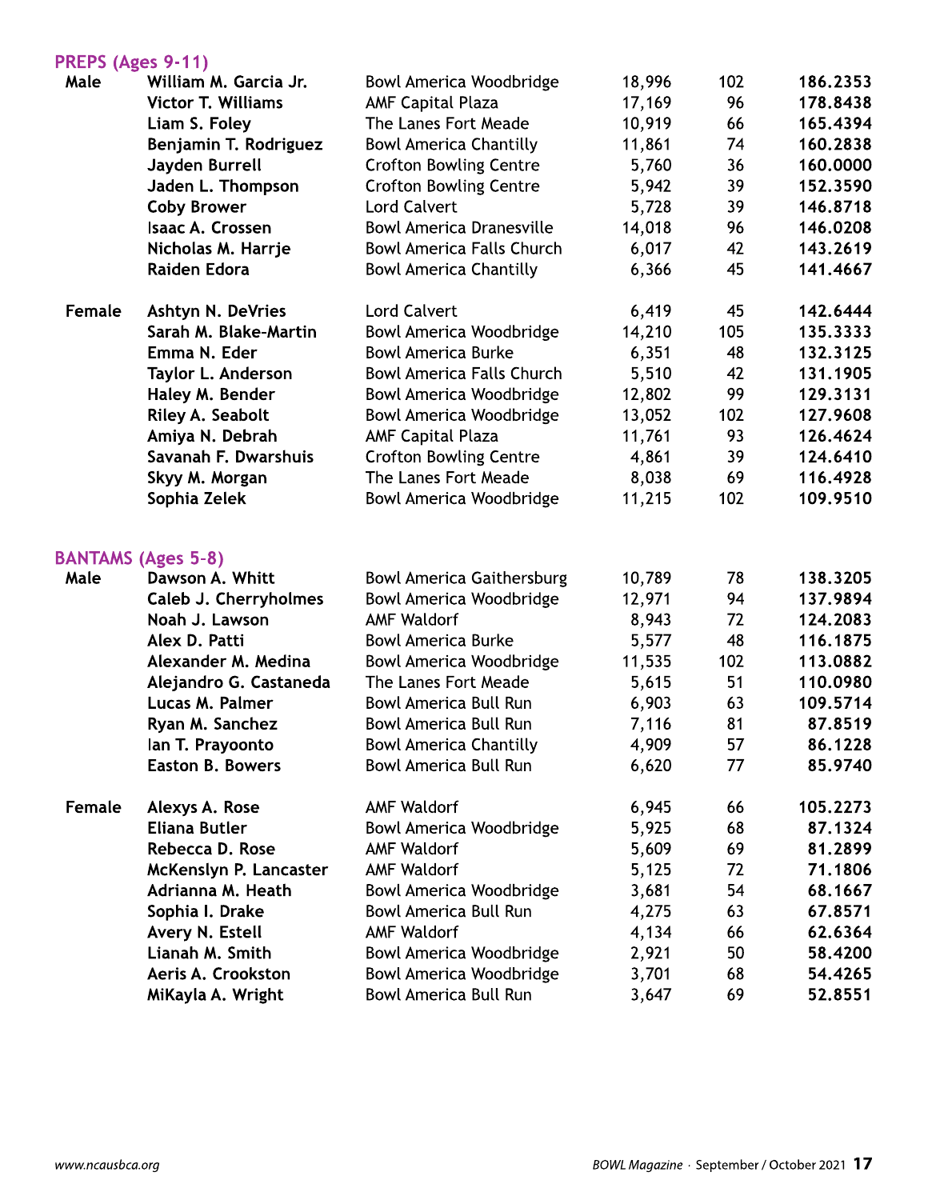## PREPS (Ages 9-11)

| | | | | | |
|---|---|---|---|---|---|
| **Male** | **William M. Garcia Jr.** | Bowl America Woodbridge | 18,996 | 102 | **186.2353** |
| | **Victor T. Williams** | AMF Capital Plaza | 17,169 | 96 | **178.8438** |
| | **Liam S. Foley** | The Lanes Fort Meade | 10,919 | 66 | **165.4394** |
| | **Benjamin T. Rodriguez** | Bowl America Chantilly | 11,861 | 74 | **160.2838** |
| | **Jayden Burrell** | Crofton Bowling Centre | 5,760 | 36 | **160.0000** |
| | **Jaden L. Thompson** | Crofton Bowling Centre | 5,942 | 39 | **152.3590** |
| | **Coby Brower** | Lord Calvert | 5,728 | 39 | **146.8718** |
| | **Isaac A. Crossen** | Bowl America Dranesville | 14,018 | 96 | **146.0208** |
| | **Nicholas M. Harrje** | Bowl America Falls Church | 6,017 | 42 | **143.2619** |
| | **Raiden Edora** | Bowl America Chantilly | 6,366 | 45 | **141.4667** |
| **Female** | **Ashtyn N. DeVries** | Lord Calvert | 6,419 | 45 | **142.6444** |
| | **Sarah M. Blake-Martin** | Bowl America Woodbridge | 14,210 | 105 | **135.3333** |
| | **Emma N. Eder** | Bowl America Burke | 6,351 | 48 | **132.3125** |
| | **Taylor L. Anderson** | Bowl America Falls Church | 5,510 | 42 | **131.1905** |
| | **Haley M. Bender** | Bowl America Woodbridge | 12,802 | 99 | **129.3131** |
| | **Riley A. Seabolt** | Bowl America Woodbridge | 13,052 | 102 | **127.9608** |
| | **Amiya N. Debrah** | AMF Capital Plaza | 11,761 | 93 | **126.4624** |
| | **Savanah F. Dwarshuis** | Crofton Bowling Centre | 4,861 | 39 | **124.6410** |
| | **Skyy M. Morgan** | The Lanes Fort Meade | 8,038 | 69 | **116.4928** |
| | **Sophia Zelek** | Bowl America Woodbridge | 11,215 | 102 | **109.9510** |

## BANTAMS (Ages 5-8)

| | | | | | |
|---|---|---|---|---|---|
| **Male** | **Dawson A. Whitt** | Bowl America Gaithersburg | 10,789 | 78 | **138.3205** |
| | **Caleb J. Cherryholmes** | Bowl America Woodbridge | 12,971 | 94 | **137.9894** |
| | **Noah J. Lawson** | AMF Waldorf | 8,943 | 72 | **124.2083** |
| | **Alex D. Patti** | Bowl America Burke | 5,577 | 48 | **116.1875** |
| | **Alexander M. Medina** | Bowl America Woodbridge | 11,535 | 102 | **113.0882** |
| | **Alejandro G. Castaneda** | The Lanes Fort Meade | 5,615 | 51 | **110.0980** |
| | **Lucas M. Palmer** | Bowl America Bull Run | 6,903 | 63 | **109.5714** |
| | **Ryan M. Sanchez** | Bowl America Bull Run | 7,116 | 81 | **87.8519** |
| | **Ian T. Prayoonto** | Bowl America Chantilly | 4,909 | 57 | **86.1228** |
| | **Easton B. Bowers** | Bowl America Bull Run | 6,620 | 77 | **85.9740** |
| **Female** | **Alexys A. Rose** | AMF Waldorf | 6,945 | 66 | **105.2273** |
| | **Eliana Butler** | Bowl America Woodbridge | 5,925 | 68 | **87.1324** |
| | **Rebecca D. Rose** | AMF Waldorf | 5,609 | 69 | **81.2899** |
| | **McKenslyn P. Lancaster** | AMF Waldorf | 5,125 | 72 | **71.1806** |
| | **Adrianna M. Heath** | Bowl America Woodbridge | 3,681 | 54 | **68.1667** |
| | **Sophia I. Drake** | Bowl America Bull Run | 4,275 | 63 | **67.8571** |
| | **Avery N. Estell** | AMF Waldorf | 4,134 | 66 | **62.6364** |
| | **Lianah M. Smith** | Bowl America Woodbridge | 2,921 | 50 | **58.4200** |
| | **Aeris A. Crookston** | Bowl America Woodbridge | 3,701 | 68 | **54.4265** |
| | **MiKayla A. Wright** | Bowl America Bull Run | 3,647 | 69 | **52.8551** |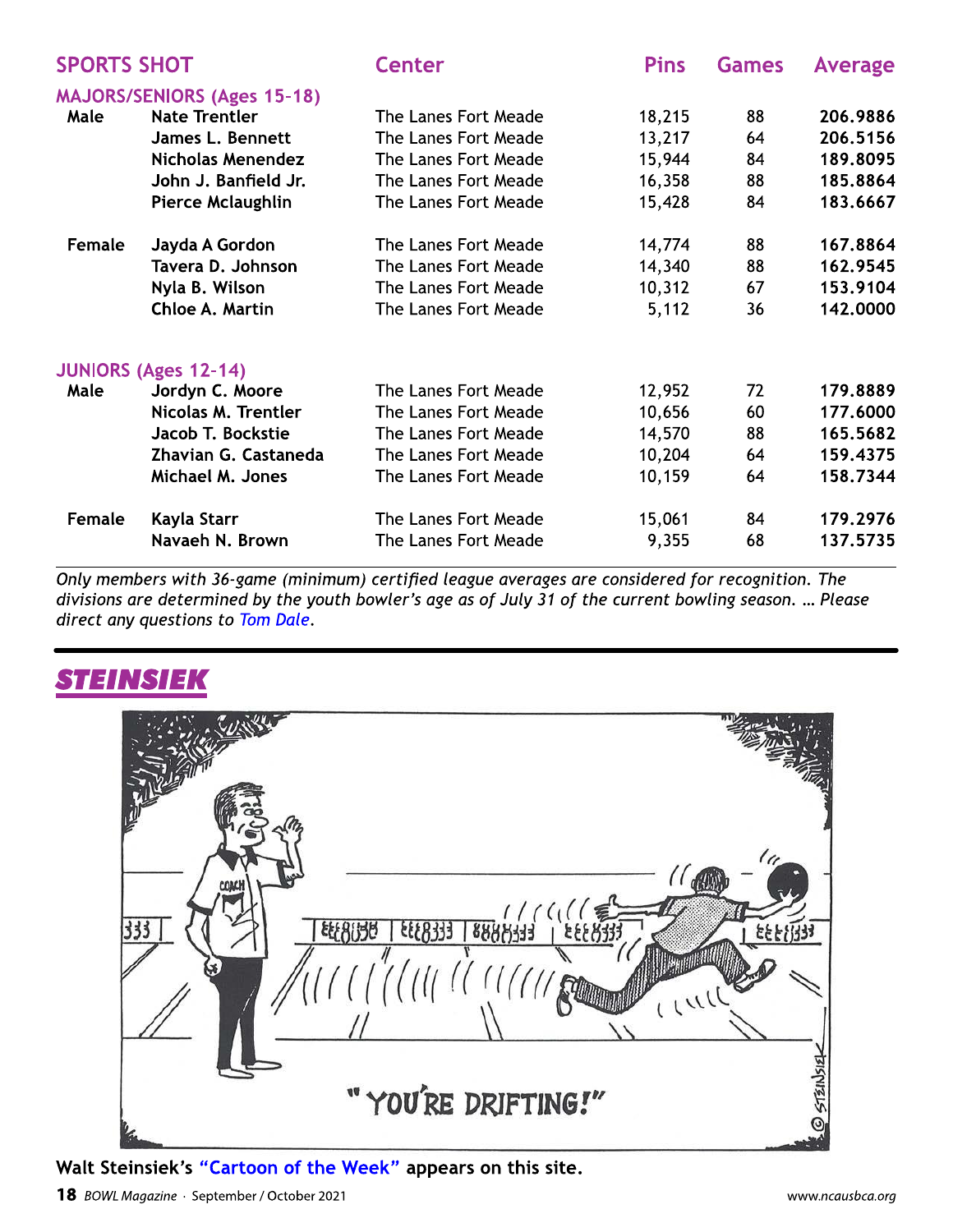| SPORTS SHOT | | Center | Pins | Games | Average |
|---|---|---|---|---|---|
| **MAJORS/SENIORS (Ages 15-18)** | | | | | |
| Male | Nate Trentler | The Lanes Fort Meade | 18,215 | 88 | **206.9886** |
| | James L. Bennett | The Lanes Fort Meade | 13,217 | 64 | **206.5156** |
| | Nicholas Menendez | The Lanes Fort Meade | 15,944 | 84 | **189.8095** |
| | John J. Banfield Jr. | The Lanes Fort Meade | 16,358 | 88 | **185.8864** |
| | Pierce Mclaughlin | The Lanes Fort Meade | 15,428 | 84 | **183.6667** |
| Female | Jayda A Gordon | The Lanes Fort Meade | 14,774 | 88 | **167.8864** |
| | Tavera D. Johnson | The Lanes Fort Meade | 14,340 | 88 | **162.9545** |
| | Nyla B. Wilson | The Lanes Fort Meade | 10,312 | 67 | **153.9104** |
| | Chloe A. Martin | The Lanes Fort Meade | 5,112 | 36 | **142.0000** |
| **JUNIORS (Ages 12-14)** | | | | | |
| Male | Jordyn C. Moore | The Lanes Fort Meade | 12,952 | 72 | **179.8889** |
| | Nicolas M. Trentler | The Lanes Fort Meade | 10,656 | 60 | **177.6000** |
| | Jacob T. Bockstie | The Lanes Fort Meade | 14,570 | 88 | **165.5682** |
| | Zhavian G. Castaneda | The Lanes Fort Meade | 10,204 | 64 | **159.4375** |
| | Michael M. Jones | The Lanes Fort Meade | 10,159 | 64 | **158.7344** |
| Female | Kayla Starr | The Lanes Fort Meade | 15,061 | 84 | **179.2976** |
| | Navaeh N. Brown | The Lanes Fort Meade | 9,355 | 68 | **137.5735** |

*Only members with 36-game (minimum) certified league averages are considered for recognition. The divisions are determined by the youth bowler's age as of July 31 of the current bowling season. … Please direct any questions to Tom Dale.*

## STEINSIEK

"YOU'RE DRIFTING!"

**Walt Steinsiek's "Cartoon of the Week" appears on this site.**